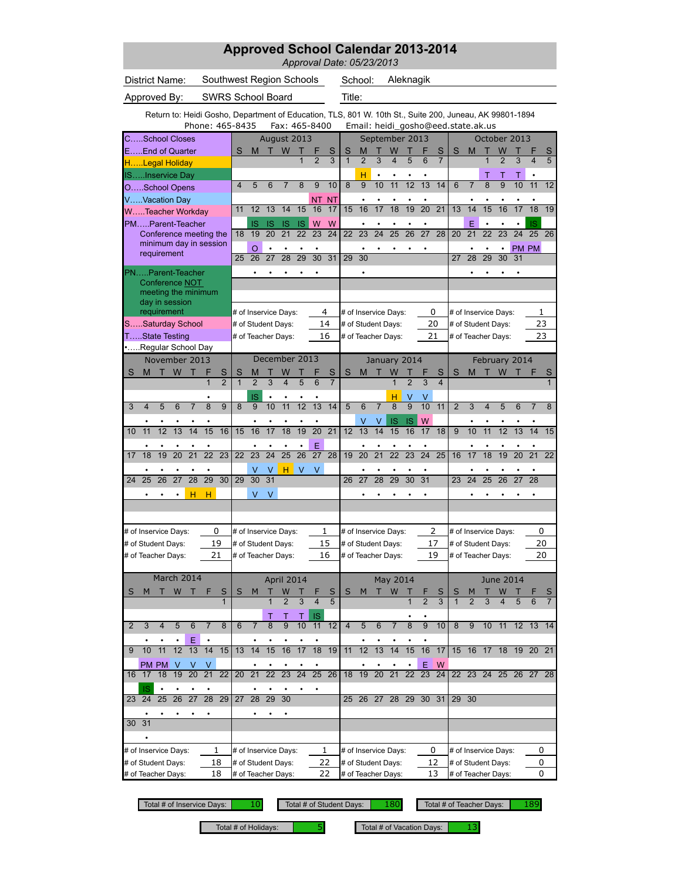# Approved School Calendar 2013-2014

*Approval Date: 05/23/2013*

District Name: Southwest Region Schools

School: Aleknagik

Approved By: SWRS School Board

Title:

Return to: Heidi Gosho, Department of Education, TLS, 801 W. 10th St., Suite 200, Juneau, AK 99801-1894
Phone: 465-8435 Fax: 465-8400 Email: heidi_gosho@eed.state.ak.us

## Legend

- C…..School Closes
- E…..End of Quarter
- H…..Legal Holiday
- IS…..Inservice Day
- O…..School Opens
- V…..Vacation Day
- W…..Teacher Workday
- PM…..Parent-Teacher Conference meeting the minimum day in session requirement
- PN…..Parent-Teacher Conference NOT meeting the minimum day in session requirement
- S…..Saturday School
- T…..State Testing
- •…..Regular School Day

## August 2013

| S | M | T | W | T | F | S |
|---|---|---|---|---|---|---|
| | | | | 1 | 2 | 3 |
| 4 | 5 | 6 | 7 | 8 | 9 NT | 10 NT |
| 11 | 12 IS | 13 IS | 14 IS | 15 IS | 16 W | 17 W |
| 18 | 19 O | 20 • | 21 • | 22 • | 23 • | 24 |
| 25 | 26 • | 27 • | 28 • | 29 • | 30 • | 31 |

# of Inservice Days: 4
# of Student Days: 14
# of Teacher Days: 16

## September 2013

| S | M | T | W | T | F | S |
|---|---|---|---|---|---|---|
| 1 | 2 H | 3 • | 4 • | 5 • | 6 • | 7 |
| 8 | 9 • | 10 • | 11 • | 12 • | 13 • | 14 |
| 15 | 16 • | 17 • | 18 • | 19 • | 20 • | 21 |
| 22 | 23 • | 24 • | 25 • | 26 • | 27 • | 28 |
| 29 | 30 • | | | | | |

# of Inservice Days: 0
# of Student Days: 20
# of Teacher Days: 21

## October 2013

| S | M | T | W | T | F | S |
|---|---|---|---|---|---|---|
| | | 1 T | 2 T | 3 T | 4 • | 5 |
| 6 | 7 • | 8 • | 9 • | 10 • | 11 • | 12 |
| 13 | 14 E | 15 • | 16 • | 17 • | 18 IS | 19 |
| 20 | 21 • | 22 • | 23 • | 24 PM | 25 PM | 26 |
| 27 | 28 • | 29 • | 30 • | 31 • | | |

# of Inservice Days: 1
# of Student Days: 23
# of Teacher Days: 23

## November 2013

| S | M | T | W | T | F | S |
|---|---|---|---|---|---|---|
| | | | | | 1 • | 2 |
| 3 | 4 • | 5 • | 6 • | 7 • | 8 • | 9 |
| 10 | 11 • | 12 • | 13 • | 14 • | 15 • | 16 |
| 17 | 18 • | 19 • | 20 • | 21 • | 22 • | 23 |
| 24 | 25 • | 26 • | 27 • | 28 H | 29 H | 30 |

# of Inservice Days: 0
# of Student Days: 19
# of Teacher Days: 21

## December 2013

| S | M | T | W | T | F | S |
|---|---|---|---|---|---|---|
| 1 | 2 IS | 3 • | 4 • | 5 • | 6 • | 7 |
| 8 | 9 • | 10 • | 11 • | 12 • | 13 • | 14 |
| 15 | 16 • | 17 • | 18 • | 19 • | 20 E | 21 |
| 22 | 23 V | 24 V | 25 H | 26 V | 27 V | 28 |
| 29 | 30 V | 31 V | | | | |

# of Inservice Days: 1
# of Student Days: 15
# of Teacher Days: 16

## January 2014

| S | M | T | W | T | F | S |
|---|---|---|---|---|---|---|
| | | | 1 H | 2 V | 3 V | 4 |
| 5 | 6 V | 7 V | 8 IS | 9 IS | 10 W | 11 |
| 12 | 13 • | 14 • | 15 • | 16 • | 17 • | 18 |
| 19 | 20 • | 21 • | 22 • | 23 • | 24 • | 25 |
| 26 | 27 • | 28 • | 29 • | 30 • | 31 • | |

# of Inservice Days: 2
# of Student Days: 17
# of Teacher Days: 19

## February 2014

| S | M | T | W | T | F | S |
|---|---|---|---|---|---|---|
| | | | | | | 1 |
| 2 | 3 • | 4 • | 5 • | 6 • | 7 • | 8 |
| 9 | 10 • | 11 • | 12 • | 13 • | 14 • | 15 |
| 16 | 17 • | 18 • | 19 • | 20 • | 21 • | 22 |
| 23 | 24 • | 25 • | 26 • | 27 • | 28 • | |

# of Inservice Days: 0
# of Student Days: 20
# of Teacher Days: 20

## March 2014

| S | M | T | W | T | F | S |
|---|---|---|---|---|---|---|
| | | | | | | 1 |
| 2 | 3 • | 4 • | 5 • | 6 E | 7 • | 8 |
| 9 | 10 PM | 11 PM | 12 V | 13 V | 14 V | 15 |
| 16 | 17 IS | 18 • | 19 • | 20 • | 21 • | 22 |
| 23 | 24 • | 25 • | 26 • | 27 • | 28 • | 29 |
| 30 | 31 • | | | | | |

# of Inservice Days: 1
# of Student Days: 18
# of Teacher Days: 18

## April 2014

| S | M | T | W | T | F | S |
|---|---|---|---|---|---|---|
| | | 1 T | 2 T | 3 T | 4 IS | 5 |
| 6 | 7 • | 8 • | 9 • | 10 • | 11 • | 12 |
| 13 | 14 • | 15 • | 16 • | 17 • | 18 • | 19 |
| 20 | 21 • | 22 • | 23 • | 24 • | 25 • | 26 |
| 27 | 28 • | 29 • | 30 • | | | |

# of Inservice Days: 1
# of Student Days: 22
# of Teacher Days: 22

## May 2014

| S | M | T | W | T | F | S |
|---|---|---|---|---|---|---|
| | | | | 1 • | 2 • | 3 |
| 4 | 5 • | 6 • | 7 • | 8 • | 9 • | 10 |
| 11 | 12 • | 13 • | 14 • | 15 • | 16 E | 17 W |
| 18 | 19 | 20 | 21 | 22 | 23 | 24 |
| 25 | 26 | 27 | 28 | 29 | 30 | 31 |

# of Inservice Days: 0
# of Student Days: 12
# of Teacher Days: 13

## June 2014

| S | M | T | W | T | F | S |
|---|---|---|---|---|---|---|
| 1 | 2 | 3 | 4 | 5 | 6 | 7 |
| 8 | 9 | 10 | 11 | 12 | 13 | 14 |
| 15 | 16 | 17 | 18 | 19 | 20 | 21 |
| 22 | 23 | 24 | 25 | 26 | 27 | 28 |
| 29 | 30 | | | | | |

# of Inservice Days: 0
# of Student Days: 0
# of Teacher Days: 0

## Totals

| | |
|---|---|
| Total # of Inservice Days: | 10 |
| Total # of Student Days: | 180 |
| Total # of Teacher Days: | 189 |
| Total # of Holidays: | 5 |
| Total # of Vacation Days: | 13 |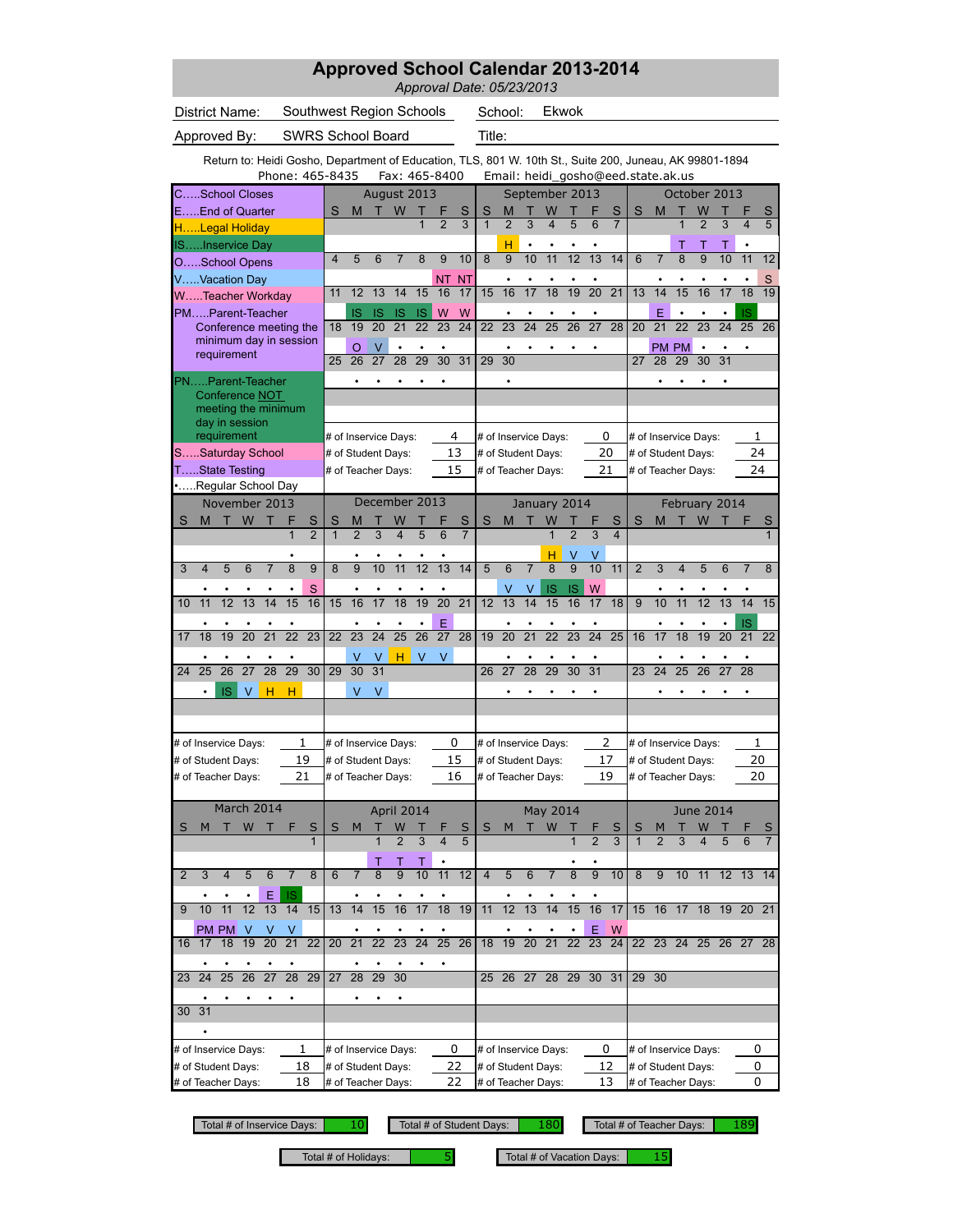# Approved School Calendar 2013-2014

*Approval Date: 05/23/2013*

| | | | |
|---|---|---|---|
| District Name: | Southwest Region Schools | School: | Ekwok |
| Approved By: | SWRS School Board | Title: | |

Return to: Heidi Gosho, Department of Education, TLS, 801 W. 10th St., Suite 200, Juneau, AK 99801-1894
Phone: 465-8435 Fax: 465-8400 Email: heidi_gosho@eed.state.ak.us

## Legend

- C.....School Closes
- E.....End of Quarter
- H.....Legal Holiday
- IS.....Inservice Day
- O.....School Opens
- V.....Vacation Day
- W.....Teacher Workday
- PM.....Parent-Teacher Conference meeting the minimum day in session requirement
- PN.....Parent-Teacher Conference NOT meeting the minimum day in session requirement
- S.....Saturday School
- T.....State Testing
- •.....Regular School Day

## August 2013

| S | M | T | W | T | F | S |
|---|---|---|---|---|---|---|
| | | | | 1 | 2 | 3 |
| 4 | 5 | 6 | 7 | 8 | 9 | 10 |
| | | | | | NT | NT |
| 11 | 12 | 13 | 14 | 15 | 16 | 17 |
| | IS | IS | IS | IS | W | W |
| 18 | 19 | 20 | 21 | 22 | 23 | 24 |
| | O | V | • | • | • | |
| 25 | 26 | 27 | 28 | 29 | 30 | 31 |
| | • | • | • | • | • | |

# of Inservice Days: 4
# of Student Days: 13
# of Teacher Days: 15

## September 2013

| S | M | T | W | T | F | S |
|---|---|---|---|---|---|---|
| 1 | 2 | 3 | 4 | 5 | 6 | 7 |
| | H | • | • | • | • | |
| 8 | 9 | 10 | 11 | 12 | 13 | 14 |
| | • | • | • | • | • | |
| 15 | 16 | 17 | 18 | 19 | 20 | 21 |
| | • | • | • | • | • | |
| 22 | 23 | 24 | 25 | 26 | 27 | 28 |
| | • | • | • | • | • | |
| 29 | 30 | | | | | |
| | • | | | | | |

# of Inservice Days: 0
# of Student Days: 20
# of Teacher Days: 21

## October 2013

| S | M | T | W | T | F | S |
|---|---|---|---|---|---|---|
| | | 1 | 2 | 3 | 4 | 5 |
| | | T | T | T | • | |
| 6 | 7 | 8 | 9 | 10 | 11 | 12 |
| | • | • | • | • | • | S |
| 13 | 14 | 15 | 16 | 17 | 18 | 19 |
| | E | • | • | • | IS | |
| 20 | 21 | 22 | 23 | 24 | 25 | 26 |
| | PM | PM | • | • | • | |
| 27 | 28 | 29 | 30 | 31 | | |
| | • | • | • | • | | |

# of Inservice Days: 1
# of Student Days: 24
# of Teacher Days: 24

## November 2013

| S | M | T | W | T | F | S |
|---|---|---|---|---|---|---|
| | | | | | 1 | 2 |
| | | | | | • | |
| 3 | 4 | 5 | 6 | 7 | 8 | 9 |
| | • | • | • | • | • | S |
| 10 | 11 | 12 | 13 | 14 | 15 | 16 |
| | • | • | • | • | • | |
| 17 | 18 | 19 | 20 | 21 | 22 | 23 |
| | • | • | • | • | • | |
| 24 | 25 | 26 | 27 | 28 | 29 | 30 |
| | • | IS | V | H | H | |

# of Inservice Days: 1
# of Student Days: 19
# of Teacher Days: 21

## December 2013

| S | M | T | W | T | F | S |
|---|---|---|---|---|---|---|
| 1 | 2 | 3 | 4 | 5 | 6 | 7 |
| | • | • | • | • | • | |
| 8 | 9 | 10 | 11 | 12 | 13 | 14 |
| | • | • | • | • | • | |
| 15 | 16 | 17 | 18 | 19 | 20 | 21 |
| | • | • | • | • | E | |
| 22 | 23 | 24 | 25 | 26 | 27 | 28 |
| | V | V | H | V | V | |
| 29 | 30 | 31 | | | | |
| | V | V | | | | |

# of Inservice Days: 0
# of Student Days: 15
# of Teacher Days: 16

## January 2014

| S | M | T | W | T | F | S |
|---|---|---|---|---|---|---|
| | | | 1 | 2 | 3 | 4 |
| | | | H | V | V | |
| 5 | 6 | 7 | 8 | 9 | 10 | 11 |
| | V | V | IS | IS | W | |
| 12 | 13 | 14 | 15 | 16 | 17 | 18 |
| | • | • | • | • | • | |
| 19 | 20 | 21 | 22 | 23 | 24 | 25 |
| | • | • | • | • | • | |
| 26 | 27 | 28 | 29 | 30 | 31 | |
| | • | • | • | • | • | |

# of Inservice Days: 2
# of Student Days: 17
# of Teacher Days: 19

## February 2014

| S | M | T | W | T | F | S |
|---|---|---|---|---|---|---|
| | | | | | | 1 |
| 2 | 3 | 4 | 5 | 6 | 7 | 8 |
| | • | • | • | • | • | |
| 9 | 10 | 11 | 12 | 13 | 14 | 15 |
| | • | • | • | • | IS | |
| 16 | 17 | 18 | 19 | 20 | 21 | 22 |
| | • | • | • | • | • | |
| 23 | 24 | 25 | 26 | 27 | 28 | |
| | • | • | • | • | • | |

# of Inservice Days: 1
# of Student Days: 20
# of Teacher Days: 20

## March 2014

| S | M | T | W | T | F | S |
|---|---|---|---|---|---|---|
| | | | | | | 1 |
| 2 | 3 | 4 | 5 | 6 | 7 | 8 |
| | • | • | • | E | IS | |
| 9 | 10 | 11 | 12 | 13 | 14 | 15 |
| | PM | PM | V | V | V | |
| 16 | 17 | 18 | 19 | 20 | 21 | 22 |
| | • | • | • | • | • | |
| 23 | 24 | 25 | 26 | 27 | 28 | 29 |
| | • | • | • | • | • | |
| 30 | 31 | | | | | |
| | • | | | | | |

# of Inservice Days: 1
# of Student Days: 18
# of Teacher Days: 18

## April 2014

| S | M | T | W | T | F | S |
|---|---|---|---|---|---|---|
| | | 1 | 2 | 3 | 4 | 5 |
| | | T | T | T | • | |
| 6 | 7 | 8 | 9 | 10 | 11 | 12 |
| | • | • | • | • | • | |
| 13 | 14 | 15 | 16 | 17 | 18 | 19 |
| | • | • | • | • | • | |
| 20 | 21 | 22 | 23 | 24 | 25 | 26 |
| | • | • | • | • | • | |
| 27 | 28 | 29 | 30 | | | |
| | • | • | • | | | |

# of Inservice Days: 0
# of Student Days: 22
# of Teacher Days: 22

## May 2014

| S | M | T | W | T | F | S |
|---|---|---|---|---|---|---|
| | | | | 1 | 2 | 3 |
| | | | | • | • | |
| 4 | 5 | 6 | 7 | 8 | 9 | 10 |
| | • | • | • | • | • | |
| 11 | 12 | 13 | 14 | 15 | 16 | 17 |
| | • | • | • | • | E | W |
| 18 | 19 | 20 | 21 | 22 | 23 | 24 |
| 25 | 26 | 27 | 28 | 29 | 30 | 31 |

# of Inservice Days: 0
# of Student Days: 12
# of Teacher Days: 13

## June 2014

| S | M | T | W | T | F | S |
|---|---|---|---|---|---|---|
| 1 | 2 | 3 | 4 | 5 | 6 | 7 |
| 8 | 9 | 10 | 11 | 12 | 13 | 14 |
| 15 | 16 | 17 | 18 | 19 | 20 | 21 |
| 22 | 23 | 24 | 25 | 26 | 27 | 28 |
| 29 | 30 | | | | | |

# of Inservice Days: 0
# of Student Days: 0
# of Teacher Days: 0

## Totals

| | |
|---|---|
| Total # of Inservice Days: | 10 |
| Total # of Student Days: | 180 |
| Total # of Teacher Days: | 189 |
| Total # of Holidays: | 5 |
| Total # of Vacation Days: | 15 |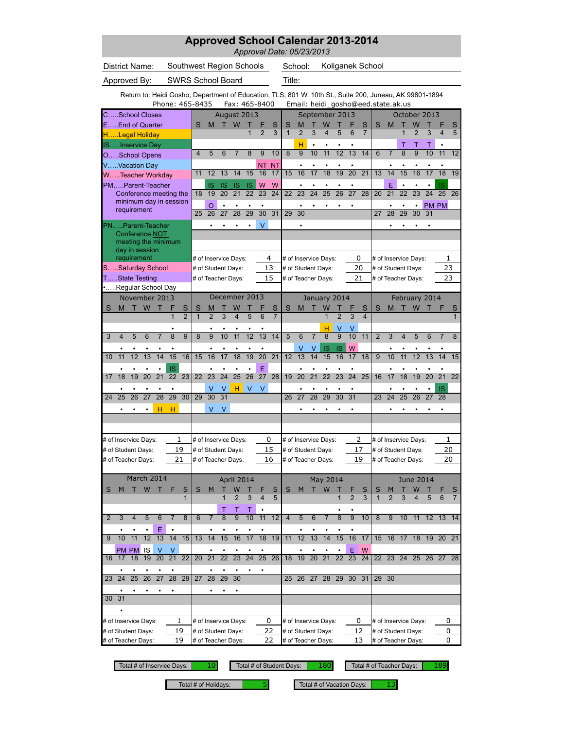# Approved School Calendar 2013-2014

*Approval Date: 05/23/2013*

| | | | |
|---|---|---|---|
| District Name: | Southwest Region Schools | School: | Koliganek School |
| Approved By: | SWRS School Board | Title: | |

Return to: Heidi Gosho, Department of Education, TLS, 801 W. 10th St., Suite 200, Juneau, AK 99801-1894
Phone: 465-8435 Fax: 465-8400 Email: heidi_gosho@eed.state.ak.us

## Legend

- C.....School Closes
- E.....End of Quarter
- H.....Legal Holiday
- IS.....Inservice Day
- O.....School Opens
- V.....Vacation Day
- W.....Teacher Workday
- PM.....Parent-Teacher Conference meeting the minimum day in session requirement
- PN.....Parent-Teacher Conference NOT meeting the minimum day in session requirement
- S.....Saturday School
- T.....State Testing
- •.....Regular School Day

## August 2013

| S | M | T | W | T | F | S |
|---|---|---|---|---|---|---|
| | | | | 1 | 2 | 3 |
| | | | | | | |
| 4 | 5 | 6 | 7 | 8 | 9 | 10 |
| | | | | | NT | NT |
| 11 | 12 | 13 | 14 | 15 | 16 | 17 |
| | IS | IS | IS | IS | W | W |
| 18 | 19 | 20 | 21 | 22 | 23 | 24 |
| | O | • | • | • | • | |
| 25 | 26 | 27 | 28 | 29 | 30 | 31 |
| | • | • | • | • | V | |

# of Inservice Days: 4
# of Student Days: 13
# of Teacher Days: 15

## September 2013

| S | M | T | W | T | F | S |
|---|---|---|---|---|---|---|
| 1 | 2 | 3 | 4 | 5 | 6 | 7 |
| | H | • | • | • | • | |
| 8 | 9 | 10 | 11 | 12 | 13 | 14 |
| | • | • | • | • | • | |
| 15 | 16 | 17 | 18 | 19 | 20 | 21 |
| | • | • | • | • | • | |
| 22 | 23 | 24 | 25 | 26 | 27 | 28 |
| | • | • | • | • | • | |
| 29 | 30 | | | | | |
| | • | | | | | |

# of Inservice Days: 0
# of Student Days: 20
# of Teacher Days: 21

## October 2013

| S | M | T | W | T | F | S |
|---|---|---|---|---|---|---|
| | | 1 | 2 | 3 | 4 | 5 |
| | | T | T | T | • | |
| 6 | 7 | 8 | 9 | 10 | 11 | 12 |
| | • | • | • | • | • | |
| 13 | 14 | 15 | 16 | 17 | 18 | 19 |
| | E | • | • | • | IS | |
| 20 | 21 | 22 | 23 | 24 | 25 | 26 |
| | • | • | • | PM | PM | |
| 27 | 28 | 29 | 30 | 31 | | |
| | • | • | • | • | | |

# of Inservice Days: 1
# of Student Days: 23
# of Teacher Days: 23

## November 2013

| S | M | T | W | T | F | S |
|---|---|---|---|---|---|---|
| | | | | | 1 | 2 |
| | | | | | • | |
| 3 | 4 | 5 | 6 | 7 | 8 | 9 |
| | • | • | • | • | • | |
| 10 | 11 | 12 | 13 | 14 | 15 | 16 |
| | • | • | • | • | IS | |
| 17 | 18 | 19 | 20 | 21 | 22 | 23 |
| | • | • | • | • | • | |
| 24 | 25 | 26 | 27 | 28 | 29 | 30 |
| | • | • | • | H | H | |

# of Inservice Days: 1
# of Student Days: 19
# of Teacher Days: 21

## December 2013

| S | M | T | W | T | F | S |
|---|---|---|---|---|---|---|
| 1 | 2 | 3 | 4 | 5 | 6 | 7 |
| | • | • | • | • | • | |
| 8 | 9 | 10 | 11 | 12 | 13 | 14 |
| | • | • | • | • | • | |
| 15 | 16 | 17 | 18 | 19 | 20 | 21 |
| | • | • | • | • | E | |
| 22 | 23 | 24 | 25 | 26 | 27 | 28 |
| | V | V | H | V | V | |
| 29 | 30 | 31 | | | | |
| | V | V | | | | |

# of Inservice Days: 0
# of Student Days: 15
# of Teacher Days: 16

## January 2014

| S | M | T | W | T | F | S |
|---|---|---|---|---|---|---|
| | | | 1 | 2 | 3 | 4 |
| | | | H | V | V | |
| 5 | 6 | 7 | 8 | 9 | 10 | 11 |
| | V | V | IS | IS | W | |
| 12 | 13 | 14 | 15 | 16 | 17 | 18 |
| | • | • | • | • | • | |
| 19 | 20 | 21 | 22 | 23 | 24 | 25 |
| | • | • | • | • | • | |
| 26 | 27 | 28 | 29 | 30 | 31 | |
| | • | • | • | • | • | |

# of Inservice Days: 2
# of Student Days: 17
# of Teacher Days: 19

## February 2014

| S | M | T | W | T | F | S |
|---|---|---|---|---|---|---|
| | | | | | | 1 |
| | | | | | | |
| 2 | 3 | 4 | 5 | 6 | 7 | 8 |
| | • | • | • | • | • | |
| 9 | 10 | 11 | 12 | 13 | 14 | 15 |
| | • | • | • | • | • | |
| 16 | 17 | 18 | 19 | 20 | 21 | 22 |
| | • | • | • | • | IS | |
| 23 | 24 | 25 | 26 | 27 | 28 | |
| | • | • | • | • | • | |

# of Inservice Days: 1
# of Student Days: 20
# of Teacher Days: 20

## March 2014

| S | M | T | W | T | F | S |
|---|---|---|---|---|---|---|
| | | | | | | 1 |
| | | | | | | |
| 2 | 3 | 4 | 5 | 6 | 7 | 8 |
| | • | • | • | E | • | |
| 9 | 10 | 11 | 12 | 13 | 14 | 15 |
| | PM | PM | IS | V | V | |
| 16 | 17 | 18 | 19 | 20 | 21 | 22 |
| | • | • | • | • | • | |
| 23 | 24 | 25 | 26 | 27 | 28 | 29 |
| | • | • | • | • | • | |
| 30 | 31 | | | | | |
| | • | | | | | |

# of Inservice Days: 1
# of Student Days: 19
# of Teacher Days: 19

## April 2014

| S | M | T | W | T | F | S |
|---|---|---|---|---|---|---|
| | | 1 | 2 | 3 | 4 | 5 |
| | | T | T | T | • | |
| 6 | 7 | 8 | 9 | 10 | 11 | 12 |
| | • | • | • | • | • | |
| 13 | 14 | 15 | 16 | 17 | 18 | 19 |
| | • | • | • | • | • | |
| 20 | 21 | 22 | 23 | 24 | 25 | 26 |
| | • | • | • | • | • | |
| 27 | 28 | 29 | 30 | | | |
| | • | • | • | | | |

# of Inservice Days: 0
# of Student Days: 22
# of Teacher Days: 22

## May 2014

| S | M | T | W | T | F | S |
|---|---|---|---|---|---|---|
| | | | | 1 | 2 | 3 |
| | | | | • | • | |
| 4 | 5 | 6 | 7 | 8 | 9 | 10 |
| | • | • | • | • | • | |
| 11 | 12 | 13 | 14 | 15 | 16 | 17 |
| | • | • | • | • | E | W |
| 18 | 19 | 20 | 21 | 22 | 23 | 24 |
| | | | | | | |
| 25 | 26 | 27 | 28 | 29 | 30 | 31 |
| | | | | | | |

# of Inservice Days: 0
# of Student Days: 12
# of Teacher Days: 13

## June 2014

| S | M | T | W | T | F | S |
|---|---|---|---|---|---|---|
| 1 | 2 | 3 | 4 | 5 | 6 | 7 |
| 8 | 9 | 10 | 11 | 12 | 13 | 14 |
| 15 | 16 | 17 | 18 | 19 | 20 | 21 |
| 22 | 23 | 24 | 25 | 26 | 27 | 28 |
| 29 | 30 | | | | | |

# of Inservice Days: 0
# of Student Days: 0
# of Teacher Days: 0

## Totals

| Total # of Inservice Days: | 10 |
|---|---|
| Total # of Student Days: | 180 |
| Total # of Teacher Days: | 189 |
| Total # of Holidays: | 5 |
| Total # of Vacation Days: | 13 |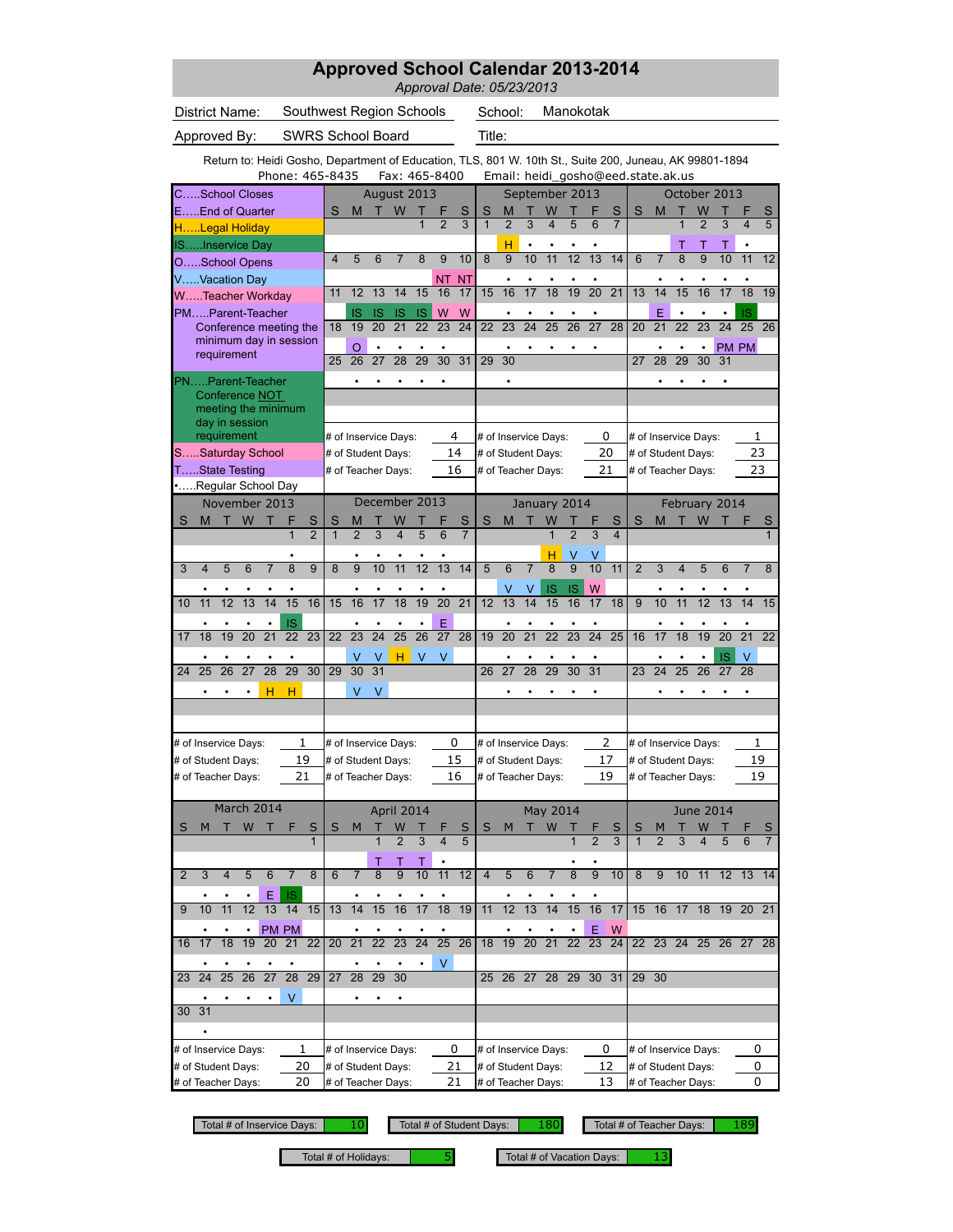# Approved School Calendar 2013-2014

*Approval Date: 05/23/2013*

District Name: Southwest Region Schools    School: Manokotak

Approved By: SWRS School Board    Title:

Return to: Heidi Gosho, Department of Education, TLS, 801 W. 10th St., Suite 200, Juneau, AK 99801-1894
Phone: 465-8435    Fax: 465-8400    Email: heidi_gosho@eed.state.ak.us

**Legend**

- C…..School Closes
- E…..End of Quarter
- H…..Legal Holiday
- IS…..Inservice Day
- O…..School Opens
- V…..Vacation Day
- W…..Teacher Workday
- PM…..Parent-Teacher Conference meeting the minimum day in session requirement
- PN…..Parent-Teacher Conference NOT meeting the minimum day in session requirement
- S…..Saturday School
- T…..State Testing
- •…..Regular School Day

## August 2013

| S | M | T | W | T | F | S |
|---|---|---|---|---|---|---|
| | | | | 1 | 2 | 3 |
| 4 | 5 | 6 | 7 | 8 | 9 | 10 |
| | | | | | NT | NT |
| 11 | 12 | 13 | 14 | 15 | 16 | 17 |
| | IS | IS | IS | IS | W | W |
| 18 | 19 | 20 | 21 | 22 | 23 | 24 |
| | O | • | • | • | • | |
| 25 | 26 | 27 | 28 | 29 | 30 | 31 |
| | • | • | • | • | • | |

# of Inservice Days: 4
# of Student Days: 14
# of Teacher Days: 16

## September 2013

| S | M | T | W | T | F | S |
|---|---|---|---|---|---|---|
| 1 | 2 | 3 | 4 | 5 | 6 | 7 |
| | H | • | • | • | • | |
| 8 | 9 | 10 | 11 | 12 | 13 | 14 |
| | • | • | • | • | • | |
| 15 | 16 | 17 | 18 | 19 | 20 | 21 |
| | • | • | • | • | • | |
| 22 | 23 | 24 | 25 | 26 | 27 | 28 |
| | • | • | • | • | • | |
| 29 | 30 | | | | | |
| | • | | | | | |

# of Inservice Days: 0
# of Student Days: 20
# of Teacher Days: 21

## October 2013

| S | M | T | W | T | F | S |
|---|---|---|---|---|---|---|
| | | 1 | 2 | 3 | 4 | 5 |
| | | T | T | T | • | |
| 6 | 7 | 8 | 9 | 10 | 11 | 12 |
| | • | • | • | • | • | |
| 13 | 14 | 15 | 16 | 17 | 18 | 19 |
| | E | • | • | • | IS | |
| 20 | 21 | 22 | 23 | 24 | 25 | 26 |
| | • | • | • | PM | PM | |
| 27 | 28 | 29 | 30 | 31 | | |
| | • | • | • | • | | |

# of Inservice Days: 1
# of Student Days: 23
# of Teacher Days: 23

## November 2013

| S | M | T | W | T | F | S |
|---|---|---|---|---|---|---|
| | | | | | 1 | 2 |
| | | | | | • | |
| 3 | 4 | 5 | 6 | 7 | 8 | 9 |
| | • | • | • | • | • | |
| 10 | 11 | 12 | 13 | 14 | 15 | 16 |
| | • | • | • | • | IS | |
| 17 | 18 | 19 | 20 | 21 | 22 | 23 |
| | • | • | • | • | • | |
| 24 | 25 | 26 | 27 | 28 | 29 | 30 |
| | • | • | • | H | H | |

# of Inservice Days: 1
# of Student Days: 19
# of Teacher Days: 21

## December 2013

| S | M | T | W | T | F | S |
|---|---|---|---|---|---|---|
| 1 | 2 | 3 | 4 | 5 | 6 | 7 |
| | • | • | • | • | • | |
| 8 | 9 | 10 | 11 | 12 | 13 | 14 |
| | • | • | • | • | • | |
| 15 | 16 | 17 | 18 | 19 | 20 | 21 |
| | • | • | • | • | E | |
| 22 | 23 | 24 | 25 | 26 | 27 | 28 |
| | V | V | H | V | V | |
| 29 | 30 | 31 | | | | |
| | V | V | | | | |

# of Inservice Days: 0
# of Student Days: 15
# of Teacher Days: 16

## January 2014

| S | M | T | W | T | F | S |
|---|---|---|---|---|---|---|
| | | | 1 | 2 | 3 | 4 |
| | | | H | V | V | |
| 5 | 6 | 7 | 8 | 9 | 10 | 11 |
| | V | V | IS | IS | W | |
| 12 | 13 | 14 | 15 | 16 | 17 | 18 |
| | • | • | • | • | • | |
| 19 | 20 | 21 | 22 | 23 | 24 | 25 |
| | • | • | • | • | • | |
| 26 | 27 | 28 | 29 | 30 | 31 | |
| | • | • | • | • | • | |

# of Inservice Days: 2
# of Student Days: 17
# of Teacher Days: 19

## February 2014

| S | M | T | W | T | F | S |
|---|---|---|---|---|---|---|
| | | | | | | 1 |
| 2 | 3 | 4 | 5 | 6 | 7 | 8 |
| | • | • | • | • | • | |
| 9 | 10 | 11 | 12 | 13 | 14 | 15 |
| | • | • | • | • | • | |
| 16 | 17 | 18 | 19 | 20 | 21 | 22 |
| | • | • | • | IS | V | |
| 23 | 24 | 25 | 26 | 27 | 28 | |
| | • | • | • | • | • | |

# of Inservice Days: 1
# of Student Days: 19
# of Teacher Days: 19

## March 2014

| S | M | T | W | T | F | S |
|---|---|---|---|---|---|---|
| | | | | | | 1 |
| 2 | 3 | 4 | 5 | 6 | 7 | 8 |
| | • | • | • | E | IS | |
| 9 | 10 | 11 | 12 | 13 | 14 | 15 |
| | • | • | • | PM | PM | |
| 16 | 17 | 18 | 19 | 20 | 21 | 22 |
| | • | • | • | • | • | |
| 23 | 24 | 25 | 26 | 27 | 28 | 29 |
| | • | • | • | • | V | |
| 30 | 31 | | | | | |
| | • | | | | | |

# of Inservice Days: 1
# of Student Days: 20
# of Teacher Days: 20

## April 2014

| S | M | T | W | T | F | S |
|---|---|---|---|---|---|---|
| | | 1 | 2 | 3 | 4 | 5 |
| | | T | T | T | • | |
| 6 | 7 | 8 | 9 | 10 | 11 | 12 |
| | • | • | • | • | • | |
| 13 | 14 | 15 | 16 | 17 | 18 | 19 |
| | • | • | • | • | • | |
| 20 | 21 | 22 | 23 | 24 | 25 | 26 |
| | • | • | • | • | V | |
| 27 | 28 | 29 | 30 | | | |
| | • | • | • | | | |

# of Inservice Days: 0
# of Student Days: 21
# of Teacher Days: 21

## May 2014

| S | M | T | W | T | F | S |
|---|---|---|---|---|---|---|
| | | | | 1 | 2 | 3 |
| | | | | • | • | |
| 4 | 5 | 6 | 7 | 8 | 9 | 10 |
| | • | • | • | • | • | |
| 11 | 12 | 13 | 14 | 15 | 16 | 17 |
| | • | • | • | • | E | W |
| 18 | 19 | 20 | 21 | 22 | 23 | 24 |
| 25 | 26 | 27 | 28 | 29 | 30 | 31 |

# of Inservice Days: 0
# of Student Days: 12
# of Teacher Days: 13

## June 2014

| S | M | T | W | T | F | S |
|---|---|---|---|---|---|---|
| 1 | 2 | 3 | 4 | 5 | 6 | 7 |
| 8 | 9 | 10 | 11 | 12 | 13 | 14 |
| 15 | 16 | 17 | 18 | 19 | 20 | 21 |
| 22 | 23 | 24 | 25 | 26 | 27 | 28 |
| 29 | 30 | | | | | |

# of Inservice Days: 0
# of Student Days: 0
# of Teacher Days: 0

## Totals

| | |
|---|---|
| Total # of Inservice Days: | 10 |
| Total # of Student Days: | 180 |
| Total # of Teacher Days: | 189 |
| Total # of Holidays: | 5 |
| Total # of Vacation Days: | 13 |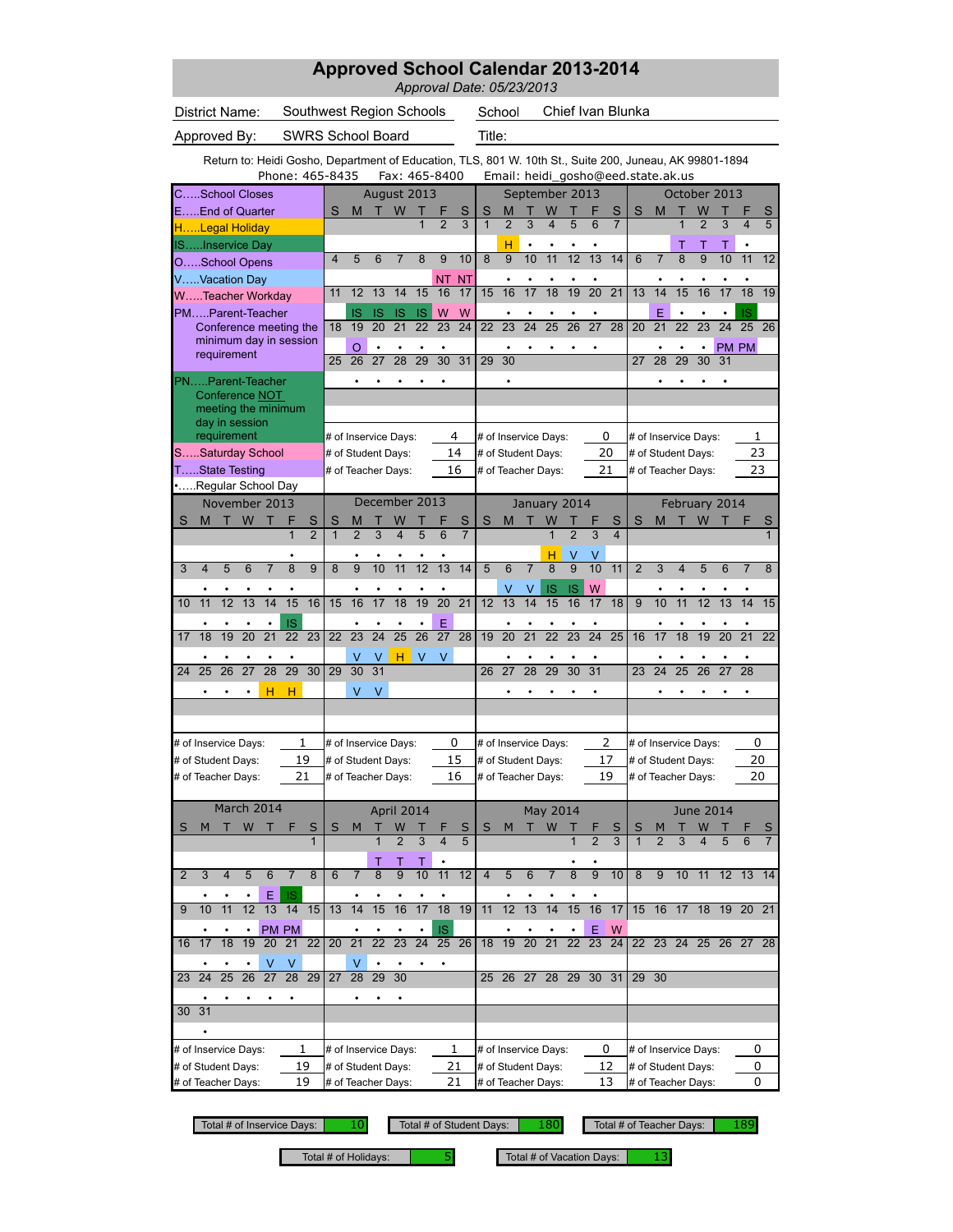# Approved School Calendar 2013-2014

*Approval Date: 05/23/2013*

District Name: Southwest Region Schools | School: Chief Ivan Blunka

Approved By: SWRS School Board | Title:

Return to: Heidi Gosho, Department of Education, TLS, 801 W. 10th St., Suite 200, Juneau, AK 99801-1894
Phone: 465-8435 Fax: 465-8400 Email: heidi_gosho@eed.state.ak.us

**Legend**

- C.....School Closes
- E.....End of Quarter
- H.....Legal Holiday
- IS.....Inservice Day
- O.....School Opens
- V.....Vacation Day
- W.....Teacher Workday
- PM.....Parent-Teacher Conference meeting the minimum day in session requirement
- PN.....Parent-Teacher Conference NOT meeting the minimum day in session requirement
- S.....Saturday School
- T.....State Testing
- •.....Regular School Day

## August 2013

| S | M | T | W | T | F | S |
|---|---|---|---|---|---|---|
| | | | | 1 | 2 | 3 |
| 4 | 5 | 6 | 7 | 8 | 9 NT | 10 NT |
| 11 | 12 IS | 13 IS | 14 IS | 15 IS | 16 W | 17 W |
| 18 | 19 O | 20 • | 21 • | 22 • | 23 • | 24 |
| 25 | 26 • | 27 • | 28 • | 29 • | 30 • | 31 |

# of Inservice Days: 4
# of Student Days: 14
# of Teacher Days: 16

## September 2013

| S | M | T | W | T | F | S |
|---|---|---|---|---|---|---|
| 1 | 2 H | 3 • | 4 • | 5 • | 6 • | 7 |
| 8 | 9 • | 10 • | 11 • | 12 • | 13 • | 14 |
| 15 | 16 • | 17 • | 18 • | 19 • | 20 • | 21 |
| 22 | 23 • | 24 • | 25 • | 26 • | 27 • | 28 |
| 29 | 30 • | | | | | |

# of Inservice Days: 0
# of Student Days: 20
# of Teacher Days: 21

## October 2013

| S | M | T | W | T | F | S |
|---|---|---|---|---|---|---|
| | | 1 T | 2 T | 3 T | 4 • | 5 |
| 6 | 7 | 8 • | 9 • | 10 • | 11 • | 12 |
| 13 | 14 • | 15 • | 16 • | 17 • | 18 • | 19 |
| 20 | 21 E | 22 • | 23 • | 24 • | 25 IS | 26 |
| 27 | 28 • | 29 • | 30 PM | 31 PM | | |

# of Inservice Days: 1
# of Student Days: 23
# of Teacher Days: 23

## November 2013

| S | M | T | W | T | F | S |
|---|---|---|---|---|---|---|
| | | | | | 1 • | 2 |
| 3 | 4 • | 5 • | 6 • | 7 • | 8 • | 9 |
| 10 | 11 • | 12 • | 13 • | 14 • | 15 IS | 16 |
| 17 | 18 • | 19 • | 20 • | 21 • | 22 • | 23 |
| 24 | 25 • | 26 • | 27 • | 28 H | 29 H | 30 |

# of Inservice Days: 1
# of Student Days: 19
# of Teacher Days: 21

## December 2013

| S | M | T | W | T | F | S |
|---|---|---|---|---|---|---|
| 1 | 2 • | 3 • | 4 • | 5 • | 6 • | 7 |
| 8 | 9 • | 10 • | 11 • | 12 • | 13 • | 14 |
| 15 | 16 • | 17 • | 18 • | 19 • | 20 E | 21 |
| 22 | 23 V | 24 V | 25 H | 26 V | 27 V | 28 |
| 29 | 30 V | 31 V | | | | |

# of Inservice Days: 0
# of Student Days: 15
# of Teacher Days: 16

## January 2014

| S | M | T | W | T | F | S |
|---|---|---|---|---|---|---|
| | | | 1 H | 2 V | 3 V | 4 |
| 5 | 6 V | 7 V | 8 IS | 9 IS | 10 W | 11 |
| 12 | 13 • | 14 • | 15 • | 16 • | 17 • | 18 |
| 19 | 20 • | 21 • | 22 • | 23 • | 24 • | 25 |
| 26 | 27 • | 28 • | 29 • | 30 • | 31 • | |

# of Inservice Days: 2
# of Student Days: 17
# of Teacher Days: 19

## February 2014

| S | M | T | W | T | F | S |
|---|---|---|---|---|---|---|
| | | | | | | 1 |
| 2 | 3 • | 4 • | 5 • | 6 • | 7 • | 8 |
| 9 | 10 • | 11 • | 12 • | 13 • | 14 • | 15 |
| 16 | 17 • | 18 • | 19 • | 20 • | 21 • | 22 |
| 23 | 24 • | 25 • | 26 • | 27 • | 28 • | |

# of Inservice Days: 0
# of Student Days: 20
# of Teacher Days: 20

## March 2014

| S | M | T | W | T | F | S |
|---|---|---|---|---|---|---|
| | | | | | | 1 |
| 2 | 3 • | 4 • | 5 • | 6 E | 7 IS | 8 |
| 9 | 10 • | 11 • | 12 • | 13 PM | 14 PM | 15 |
| 16 | 17 • | 18 • | 19 • | 20 V | 21 V | 22 |
| 23 | 24 • | 25 • | 26 • | 27 • | 28 • | 29 |
| 30 | 31 • | | | | | |

# of Inservice Days: 1
# of Student Days: 19
# of Teacher Days: 19

## April 2014

| S | M | T | W | T | F | S |
|---|---|---|---|---|---|---|
| | | 1 T | 2 T | 3 T | 4 • | 5 |
| 6 | 7 • | 8 • | 9 • | 10 • | 11 • | 12 |
| 13 | 14 • | 15 • | 16 • | 17 • | 18 IS | 19 |
| 20 | 21 V | 22 • | 23 • | 24 • | 25 • | 26 |
| 27 | 28 • | 29 • | 30 • | | | |

# of Inservice Days: 1
# of Student Days: 21
# of Teacher Days: 21

## May 2014

| S | M | T | W | T | F | S |
|---|---|---|---|---|---|---|
| | | | | 1 • | 2 • | 3 |
| 4 | 5 • | 6 • | 7 • | 8 • | 9 • | 10 |
| 11 | 12 • | 13 • | 14 • | 15 • | 16 E | 17 W |
| 18 | 19 | 20 | 21 | 22 | 23 | 24 |
| 25 | 26 | 27 | 28 | 29 | 30 | 31 |

# of Inservice Days: 0
# of Student Days: 12
# of Teacher Days: 13

## June 2014

| S | M | T | W | T | F | S |
|---|---|---|---|---|---|---|
| 1 | 2 | 3 | 4 | 5 | 6 | 7 |
| 8 | 9 | 10 | 11 | 12 | 13 | 14 |
| 15 | 16 | 17 | 18 | 19 | 20 | 21 |
| 22 | 23 | 24 | 25 | 26 | 27 | 28 |
| 29 | 30 | | | | | |

# of Inservice Days: 0
# of Student Days: 0
# of Teacher Days: 0

## Totals

| | |
|---|---|
| Total # of Inservice Days: | 10 |
| Total # of Student Days: | 180 |
| Total # of Teacher Days: | 189 |
| Total # of Holidays: | 5 |
| Total # of Vacation Days: | 13 |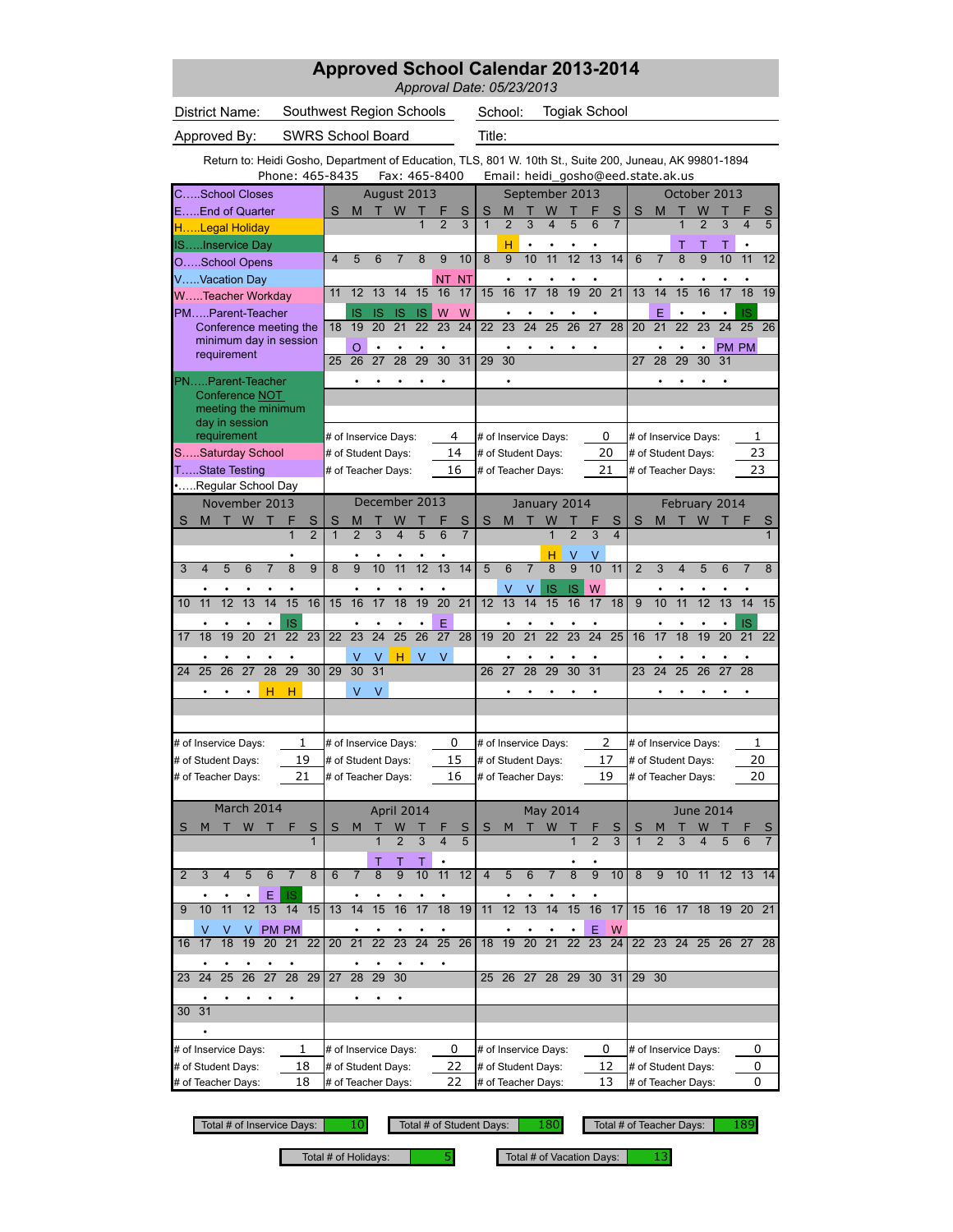# Approved School Calendar 2013-2014

*Approval Date: 05/23/2013*

| | | | |
|---|---|---|---|
| District Name: | Southwest Region Schools | School: | Togiak School |
| Approved By: | SWRS School Board | Title: | |

Return to: Heidi Gosho, Department of Education, TLS, 801 W. 10th St., Suite 200, Juneau, AK 99801-1894
Phone: 465-8435 Fax: 465-8400 Email: heidi_gosho@eed.state.ak.us

**Legend:**

- C.....School Closes
- E.....End of Quarter
- H.....Legal Holiday
- IS.....Inservice Day
- O.....School Opens
- V.....Vacation Day
- W.....Teacher Workday
- PM.....Parent-Teacher Conference meeting the minimum day in session requirement
- PN.....Parent-Teacher Conference NOT meeting the minimum day in session requirement
- S.....Saturday School
- T.....State Testing
- •.....Regular School Day

## August 2013

| S | M | T | W | T | F | S |
|---|---|---|---|---|---|---|
| | | | | 1 | 2 | 3 |
| | | | | | | |
| 4 | 5 | 6 | 7 | 8 | 9 | 10 |
| | | | | | NT | NT |
| 11 | 12 | 13 | 14 | 15 | 16 | 17 |
| | IS | IS | IS | IS | W | W |
| 18 | 19 | 20 | 21 | 22 | 23 | 24 |
| | O | • | • | • | • | |
| 25 | 26 | 27 | 28 | 29 | 30 | 31 |
| | • | • | • | • | • | |

- # of Inservice Days: 4
- # of Student Days: 14
- # of Teacher Days: 16

## September 2013

| S | M | T | W | T | F | S |
|---|---|---|---|---|---|---|
| 1 | 2 | 3 | 4 | 5 | 6 | 7 |
| | H | • | • | • | • | |
| 8 | 9 | 10 | 11 | 12 | 13 | 14 |
| | • | • | • | • | • | |
| 15 | 16 | 17 | 18 | 19 | 20 | 21 |
| | • | • | • | • | • | |
| 22 | 23 | 24 | 25 | 26 | 27 | 28 |
| | • | • | • | • | • | |
| 29 | 30 | | | | | |
| | • | | | | | |

- # of Inservice Days: 0
- # of Student Days: 20
- # of Teacher Days: 21

## October 2013

| S | M | T | W | T | F | S |
|---|---|---|---|---|---|---|
| | | 1 | 2 | 3 | 4 | 5 |
| | | T | T | T | • | |
| 6 | 7 | 8 | 9 | 10 | 11 | 12 |
| | • | • | • | • | • | |
| 13 | 14 | 15 | 16 | 17 | 18 | 19 |
| | E | • | • | • | IS | |
| 20 | 21 | 22 | 23 | 24 | 25 | 26 |
| | • | • | • | PM | PM | |
| 27 | 28 | 29 | 30 | 31 | | |
| | • | • | • | • | | |

- # of Inservice Days: 1
- # of Student Days: 23
- # of Teacher Days: 23

## November 2013

| S | M | T | W | T | F | S |
|---|---|---|---|---|---|---|
| | | | | | 1 | 2 |
| | | | | | • | |
| 3 | 4 | 5 | 6 | 7 | 8 | 9 |
| | • | • | • | • | • | |
| 10 | 11 | 12 | 13 | 14 | 15 | 16 |
| | • | • | • | • | IS | |
| 17 | 18 | 19 | 20 | 21 | 22 | 23 |
| | • | • | • | • | • | |
| 24 | 25 | 26 | 27 | 28 | 29 | 30 |
| | • | • | • | H | H | |

- # of Inservice Days: 1
- # of Student Days: 19
- # of Teacher Days: 21

## December 2013

| S | M | T | W | T | F | S |
|---|---|---|---|---|---|---|
| 1 | 2 | 3 | 4 | 5 | 6 | 7 |
| | • | • | • | • | • | |
| 8 | 9 | 10 | 11 | 12 | 13 | 14 |
| | • | • | • | • | • | |
| 15 | 16 | 17 | 18 | 19 | 20 | 21 |
| | • | • | • | • | E | |
| 22 | 23 | 24 | 25 | 26 | 27 | 28 |
| | V | V | H | V | V | |
| 29 | 30 | 31 | | | | |
| | V | V | | | | |

- # of Inservice Days: 0
- # of Student Days: 15
- # of Teacher Days: 16

## January 2014

| S | M | T | W | T | F | S |
|---|---|---|---|---|---|---|
| | | | 1 | 2 | 3 | 4 |
| | | | H | V | V | |
| 5 | 6 | 7 | 8 | 9 | 10 | 11 |
| | V | V | IS | IS | W | |
| 12 | 13 | 14 | 15 | 16 | 17 | 18 |
| | • | • | • | • | • | |
| 19 | 20 | 21 | 22 | 23 | 24 | 25 |
| | • | • | • | • | • | |
| 26 | 27 | 28 | 29 | 30 | 31 | |
| | • | • | • | • | • | |

- # of Inservice Days: 2
- # of Student Days: 17
- # of Teacher Days: 19

## February 2014

| S | M | T | W | T | F | S |
|---|---|---|---|---|---|---|
| | | | | | | 1 |
| | | | | | | |
| 2 | 3 | 4 | 5 | 6 | 7 | 8 |
| | • | • | • | • | • | |
| 9 | 10 | 11 | 12 | 13 | 14 | 15 |
| | • | • | • | • | IS | |
| 16 | 17 | 18 | 19 | 20 | 21 | 22 |
| | • | • | • | • | • | |
| 23 | 24 | 25 | 26 | 27 | 28 | |
| | • | • | • | • | • | |

- # of Inservice Days: 1
- # of Student Days: 20
- # of Teacher Days: 20

## March 2014

| S | M | T | W | T | F | S |
|---|---|---|---|---|---|---|
| | | | | | | 1 |
| | | | | | | |
| 2 | 3 | 4 | 5 | 6 | 7 | 8 |
| | • | • | • | E | IS | |
| 9 | 10 | 11 | 12 | 13 | 14 | 15 |
| | V | V | V | PM | PM | |
| 16 | 17 | 18 | 19 | 20 | 21 | 22 |
| | • | • | • | • | • | |
| 23 | 24 | 25 | 26 | 27 | 28 | 29 |
| | • | • | • | • | • | |
| 30 | 31 | | | | | |
| | • | | | | | |

- # of Inservice Days: 1
- # of Student Days: 18
- # of Teacher Days: 18

## April 2014

| S | M | T | W | T | F | S |
|---|---|---|---|---|---|---|
| | | 1 | 2 | 3 | 4 | 5 |
| | | T | T | T | • | |
| 6 | 7 | 8 | 9 | 10 | 11 | 12 |
| | • | • | • | • | • | |
| 13 | 14 | 15 | 16 | 17 | 18 | 19 |
| | • | • | • | • | • | |
| 20 | 21 | 22 | 23 | 24 | 25 | 26 |
| | • | • | • | • | • | |
| 27 | 28 | 29 | 30 | | | |
| | • | • | • | | | |

- # of Inservice Days: 0
- # of Student Days: 22
- # of Teacher Days: 22

## May 2014

| S | M | T | W | T | F | S |
|---|---|---|---|---|---|---|
| | | | | 1 | 2 | 3 |
| | | | | • | • | |
| 4 | 5 | 6 | 7 | 8 | 9 | 10 |
| | • | • | • | • | • | |
| 11 | 12 | 13 | 14 | 15 | 16 | 17 |
| | • | • | • | • | E | W |
| 18 | 19 | 20 | 21 | 22 | 23 | 24 |
| | | | | | | |
| 25 | 26 | 27 | 28 | 29 | 30 | 31 |
| | | | | | | |

- # of Inservice Days: 0
- # of Student Days: 12
- # of Teacher Days: 13

## June 2014

| S | M | T | W | T | F | S |
|---|---|---|---|---|---|---|
| 1 | 2 | 3 | 4 | 5 | 6 | 7 |
| 8 | 9 | 10 | 11 | 12 | 13 | 14 |
| 15 | 16 | 17 | 18 | 19 | 20 | 21 |
| 22 | 23 | 24 | 25 | 26 | 27 | 28 |
| 29 | 30 | | | | | |

- # of Inservice Days: 0
- # of Student Days: 0
- # of Teacher Days: 0

## Totals

| | |
|---|---|
| Total # of Inservice Days: | 10 |
| Total # of Student Days: | 180 |
| Total # of Teacher Days: | 189 |
| Total # of Holidays: | 5 |
| Total # of Vacation Days: | 13 |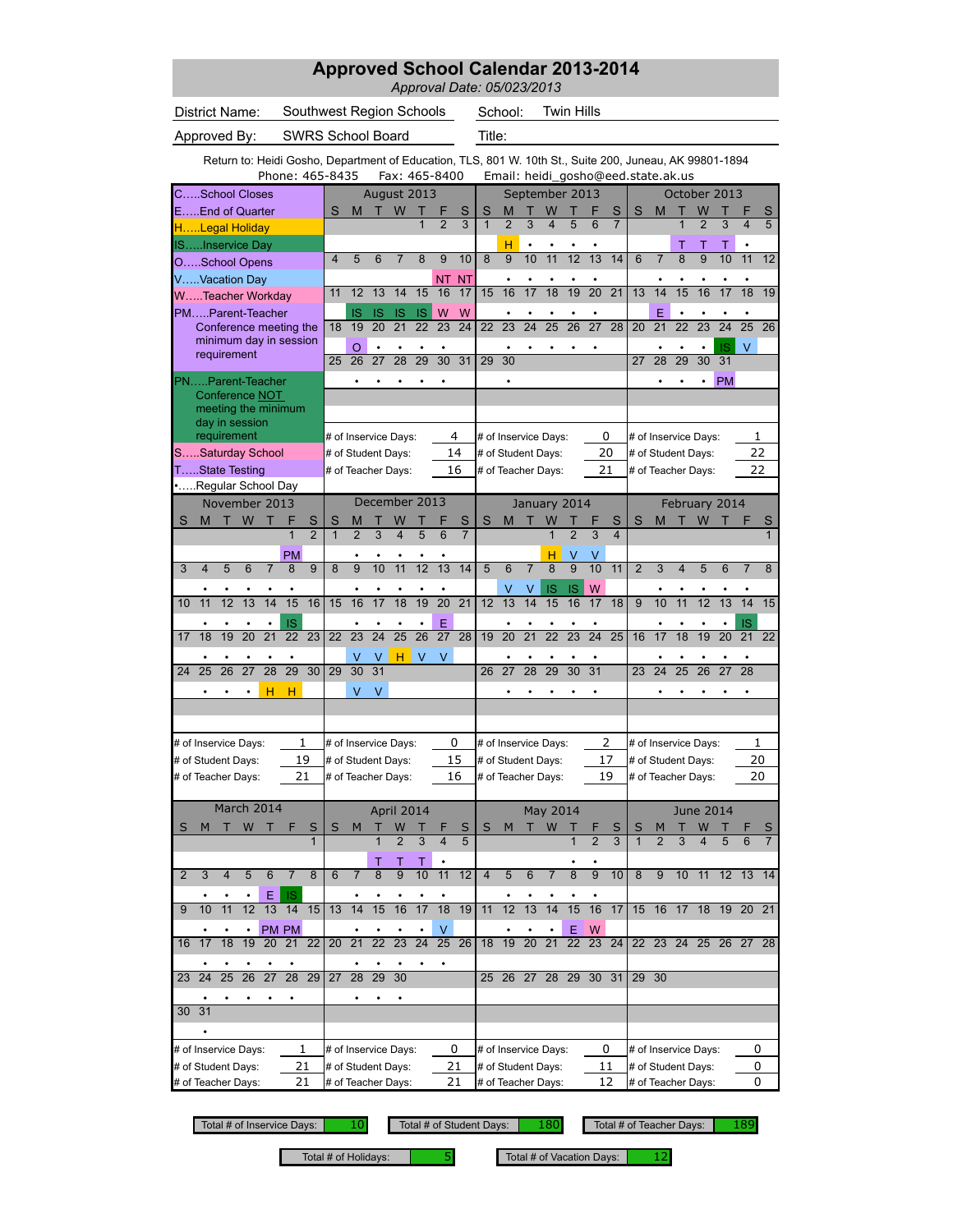# Approved School Calendar 2013-2014

*Approval Date: 05/023/2013*

District Name: Southwest Region Schools

School: Twin Hills

Approved By: SWRS School Board

Title:

Return to: Heidi Gosho, Department of Education, TLS, 801 W. 10th St., Suite 200, Juneau, AK 99801-1894

Phone: 465-8435 Fax: 465-8400 Email: heidi_gosho@eed.state.ak.us

**Legend**

- C.....School Closes
- E.....End of Quarter
- H.....Legal Holiday
- IS.....Inservice Day
- O.....School Opens
- V.....Vacation Day
- W.....Teacher Workday
- PM.....Parent-Teacher Conference meeting the minimum day in session requirement
- PN.....Parent-Teacher Conference NOT meeting the minimum day in session requirement
- S.....Saturday School
- T.....State Testing
- •.....Regular School Day

## August 2013

| S | M | T | W | T | F | S |
|---|---|---|---|---|---|---|
| | | | | 1 | 2 | 3 |
| 4 | 5 | 6 | 7 | 8 | 9 | 10 |
| | | | | | NT | NT |
| 11 | 12 | 13 | 14 | 15 | 16 | 17 |
| | IS | IS | IS | IS | W | W |
| 18 | 19 | 20 | 21 | 22 | 23 | 24 |
| | O | • | • | • | • | |
| 25 | 26 | 27 | 28 | 29 | 30 | 31 |
| | • | • | • | • | • | |

# of Inservice Days: 4
# of Student Days: 14
# of Teacher Days: 16

## September 2013

| S | M | T | W | T | F | S |
|---|---|---|---|---|---|---|
| 1 | 2 | 3 | 4 | 5 | 6 | 7 |
| | H | • | • | • | • | |
| 8 | 9 | 10 | 11 | 12 | 13 | 14 |
| | • | • | • | • | • | |
| 15 | 16 | 17 | 18 | 19 | 20 | 21 |
| | • | • | • | • | • | |
| 22 | 23 | 24 | 25 | 26 | 27 | 28 |
| | • | • | • | • | • | |
| 29 | 30 | | | | | |
| | • | | | | | |

# of Inservice Days: 0
# of Student Days: 20
# of Teacher Days: 21

## October 2013

| S | M | T | W | T | F | S |
|---|---|---|---|---|---|---|
| | | 1 | 2 | 3 | 4 | 5 |
| | | T | T | T | • | |
| 6 | 7 | 8 | 9 | 10 | 11 | 12 |
| | • | • | • | • | • | |
| 13 | 14 | 15 | 16 | 17 | 18 | 19 |
| | E | • | • | • | • | |
| 20 | 21 | 22 | 23 | 24 | 25 | 26 |
| | • | • | • | IS | V | |
| 27 | 28 | 29 | 30 | 31 | | |
| | • | • | • | PM | | |

# of Inservice Days: 1
# of Student Days: 22
# of Teacher Days: 22

## November 2013

| S | M | T | W | T | F | S |
|---|---|---|---|---|---|---|
| | | | | | 1 | 2 |
| | | | | | PM | |
| 3 | 4 | 5 | 6 | 7 | 8 | 9 |
| | • | • | • | • | • | |
| 10 | 11 | 12 | 13 | 14 | 15 | 16 |
| | • | • | • | • | IS | |
| 17 | 18 | 19 | 20 | 21 | 22 | 23 |
| | • | • | • | • | • | |
| 24 | 25 | 26 | 27 | 28 | 29 | 30 |
| | • | • | • | H | H | |

# of Inservice Days: 1
# of Student Days: 19
# of Teacher Days: 21

## December 2013

| S | M | T | W | T | F | S |
|---|---|---|---|---|---|---|
| 1 | 2 | 3 | 4 | 5 | 6 | 7 |
| | • | • | • | • | • | |
| 8 | 9 | 10 | 11 | 12 | 13 | 14 |
| | • | • | • | • | • | |
| 15 | 16 | 17 | 18 | 19 | 20 | 21 |
| | • | • | • | • | E | |
| 22 | 23 | 24 | 25 | 26 | 27 | 28 |
| | V | V | H | V | V | |
| 29 | 30 | 31 | | | | |
| | V | V | | | | |

# of Inservice Days: 0
# of Student Days: 15
# of Teacher Days: 16

## January 2014

| S | M | T | W | T | F | S |
|---|---|---|---|---|---|---|
| | | | 1 | 2 | 3 | 4 |
| | | | H | V | V | |
| 5 | 6 | 7 | 8 | 9 | 10 | 11 |
| | V | V | IS | IS | W | |
| 12 | 13 | 14 | 15 | 16 | 17 | 18 |
| | • | • | • | • | • | |
| 19 | 20 | 21 | 22 | 23 | 24 | 25 |
| | • | • | • | • | • | |
| 26 | 27 | 28 | 29 | 30 | 31 | |
| | • | • | • | • | • | |

# of Inservice Days: 2
# of Student Days: 17
# of Teacher Days: 19

## February 2014

| S | M | T | W | T | F | S |
|---|---|---|---|---|---|---|
| | | | | | | 1 |
| 2 | 3 | 4 | 5 | 6 | 7 | 8 |
| | • | • | • | • | • | |
| 9 | 10 | 11 | 12 | 13 | 14 | 15 |
| | • | • | • | • | IS | |
| 16 | 17 | 18 | 19 | 20 | 21 | 22 |
| | • | • | • | • | • | |
| 23 | 24 | 25 | 26 | 27 | 28 | |
| | • | • | • | • | • | |

# of Inservice Days: 1
# of Student Days: 20
# of Teacher Days: 20

## March 2014

| S | M | T | W | T | F | S |
|---|---|---|---|---|---|---|
| | | | | | | 1 |
| 2 | 3 | 4 | 5 | 6 | 7 | 8 |
| | • | • | • | E | IS | |
| 9 | 10 | 11 | 12 | 13 | 14 | 15 |
| | • | • | • | PM | PM | |
| 16 | 17 | 18 | 19 | 20 | 21 | 22 |
| | • | • | • | • | • | |
| 23 | 24 | 25 | 26 | 27 | 28 | 29 |
| | • | • | • | • | • | |
| 30 | 31 | | | | | |
| | • | | | | | |

# of Inservice Days: 1
# of Student Days: 21
# of Teacher Days: 21

## April 2014

| S | M | T | W | T | F | S |
|---|---|---|---|---|---|---|
| | | 1 | 2 | 3 | 4 | 5 |
| | | T | T | T | • | |
| 6 | 7 | 8 | 9 | 10 | 11 | 12 |
| | • | • | • | • | • | |
| 13 | 14 | 15 | 16 | 17 | 18 | 19 |
| | • | • | • | • | V | |
| 20 | 21 | 22 | 23 | 24 | 25 | 26 |
| | • | • | • | • | • | |
| 27 | 28 | 29 | 30 | | | |
| | • | • | • | | | |

# of Inservice Days: 0
# of Student Days: 21
# of Teacher Days: 21

## May 2014

| S | M | T | W | T | F | S |
|---|---|---|---|---|---|---|
| | | | | 1 | 2 | 3 |
| | | | | • | • | |
| 4 | 5 | 6 | 7 | 8 | 9 | 10 |
| | • | • | • | • | • | |
| 11 | 12 | 13 | 14 | 15 | 16 | 17 |
| | • | • | • | E | W | |
| 18 | 19 | 20 | 21 | 22 | 23 | 24 |
| 25 | 26 | 27 | 28 | 29 | 30 | 31 |

# of Inservice Days: 0
# of Student Days: 11
# of Teacher Days: 12

## June 2014

| S | M | T | W | T | F | S |
|---|---|---|---|---|---|---|
| 1 | 2 | 3 | 4 | 5 | 6 | 7 |
| 8 | 9 | 10 | 11 | 12 | 13 | 14 |
| 15 | 16 | 17 | 18 | 19 | 20 | 21 |
| 22 | 23 | 24 | 25 | 26 | 27 | 28 |
| 29 | 30 | | | | | |

# of Inservice Days: 0
# of Student Days: 0
# of Teacher Days: 0

## Totals

| | |
|---|---|
| Total # of Inservice Days: | 10 |
| Total # of Student Days: | 180 |
| Total # of Teacher Days: | 189 |
| Total # of Holidays: | 5 |
| Total # of Vacation Days: | 12 |